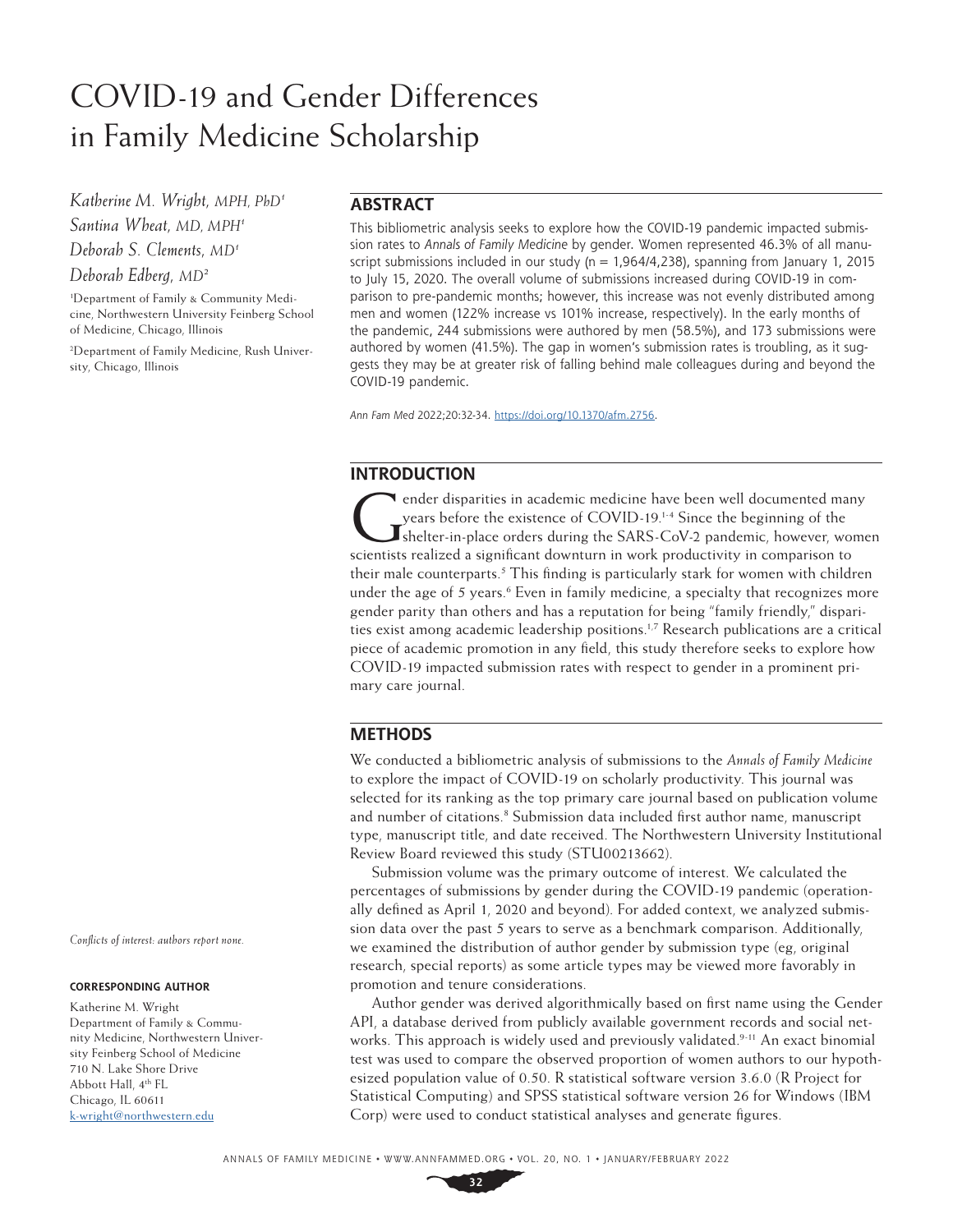# COVID-19 and Gender Differences in Family Medicine Scholarship

*Katherine M. Wright, MPH, PhD*[1]
*Santina Wheat, MD, MPH*[1]
*Deborah S. Clements, MD*[1]
*Deborah Edberg, MD*[2]

[1]Department of Family & Community Medicine, Northwestern University Feinberg School of Medicine, Chicago, Illinois

[2]Department of Family Medicine, Rush University, Chicago, Illinois

## ABSTRACT

This bibliometric analysis seeks to explore how the COVID-19 pandemic impacted submission rates to *Annals of Family Medicine* by gender. Women represented 46.3% of all manuscript submissions included in our study (n = 1,964/4,238), spanning from January 1, 2015 to July 15, 2020. The overall volume of submissions increased during COVID-19 in comparison to pre-pandemic months; however, this increase was not evenly distributed among men and women (122% increase vs 101% increase, respectively). In the early months of the pandemic, 244 submissions were authored by men (58.5%), and 173 submissions were authored by women (41.5%). The gap in women's submission rates is troubling, as it suggests they may be at greater risk of falling behind male colleagues during and beyond the COVID-19 pandemic.

*Ann Fam Med* 2022;20:32-34. https://doi.org/10.1370/afm.2756.

## INTRODUCTION

Gender disparities in academic medicine have been well documented many years before the existence of COVID-19.[1-4] Since the beginning of the shelter-in-place orders during the SARS-CoV-2 pandemic, however, women scientists realized a significant downturn in work productivity in comparison to their male counterparts.[5] This finding is particularly stark for women with children under the age of 5 years.[6] Even in family medicine, a specialty that recognizes more gender parity than others and has a reputation for being "family friendly," disparities exist among academic leadership positions.[1,7] Research publications are a critical piece of academic promotion in any field, this study therefore seeks to explore how COVID-19 impacted submission rates with respect to gender in a prominent primary care journal.

## METHODS

We conducted a bibliometric analysis of submissions to the *Annals of Family Medicine* to explore the impact of COVID-19 on scholarly productivity. This journal was selected for its ranking as the top primary care journal based on publication volume and number of citations.[8] Submission data included first author name, manuscript type, manuscript title, and date received. The Northwestern University Institutional Review Board reviewed this study (STU00213662).

Submission volume was the primary outcome of interest. We calculated the percentages of submissions by gender during the COVID-19 pandemic (operationally defined as April 1, 2020 and beyond). For added context, we analyzed submission data over the past 5 years to serve as a benchmark comparison. Additionally, we examined the distribution of author gender by submission type (eg, original research, special reports) as some article types may be viewed more favorably in promotion and tenure considerations.

Author gender was derived algorithmically based on first name using the Gender API, a database derived from publicly available government records and social networks. This approach is widely used and previously validated.[9-11] An exact binomial test was used to compare the observed proportion of women authors to our hypothesized population value of 0.50. R statistical software version 3.6.0 (R Project for Statistical Computing) and SPSS statistical software version 26 for Windows (IBM Corp) were used to conduct statistical analyses and generate figures.

*Conflicts of interest: authors report none.*

**CORRESPONDING AUTHOR**

Katherine M. Wright
Department of Family & Community Medicine, Northwestern University Feinberg School of Medicine
710 N. Lake Shore Drive
Abbott Hall, 4th FL
Chicago, IL 60611
k-wright@northwestern.edu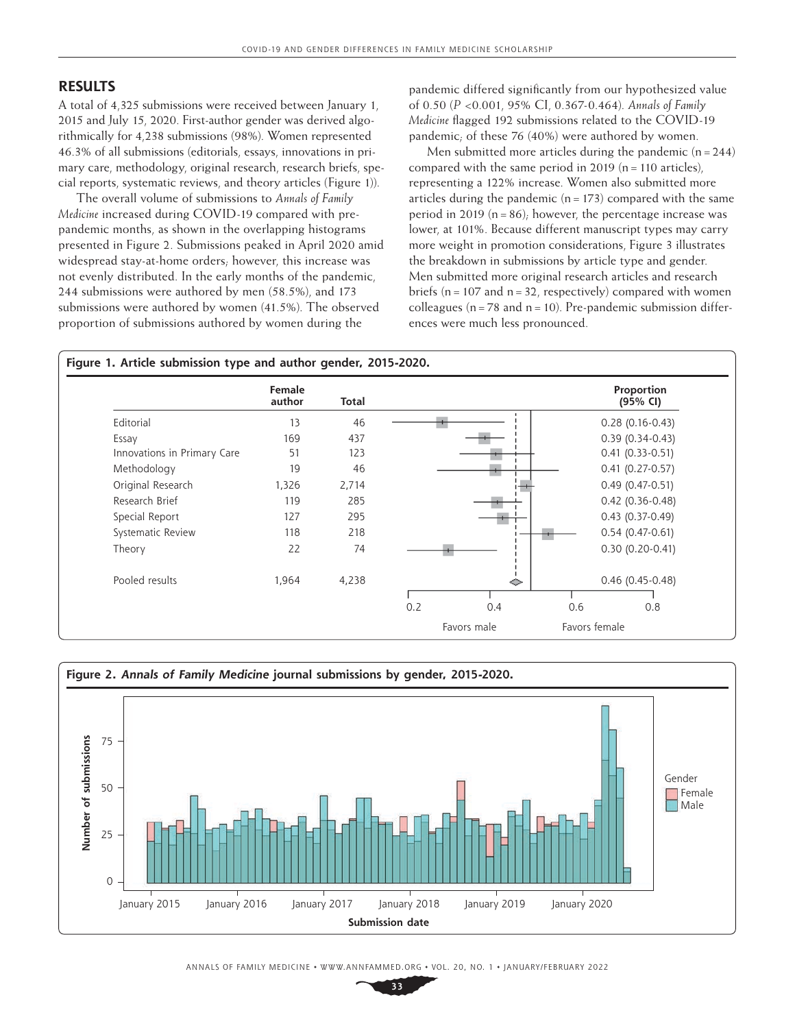## RESULTS

A total of 4,325 submissions were received between January 1, 2015 and July 15, 2020. First-author gender was derived algorithmically for 4,238 submissions (98%). Women represented 46.3% of all submissions (editorials, essays, innovations in primary care, methodology, original research, research briefs, special reports, systematic reviews, and theory articles (Figure 1)).

The overall volume of submissions to *Annals of Family Medicine* increased during COVID-19 compared with pre-pandemic months, as shown in the overlapping histograms presented in Figure 2. Submissions peaked in April 2020 amid widespread stay-at-home orders; however, this increase was not evenly distributed. In the early months of the pandemic, 244 submissions were authored by men (58.5%), and 173 submissions were authored by women (41.5%). The observed proportion of submissions authored by women during the pandemic differed significantly from our hypothesized value of 0.50 ($P$ <0.001, 95% CI, 0.367-0.464). *Annals of Family Medicine* flagged 192 submissions related to the COVID-19 pandemic; of these 76 (40%) were authored by women.

Men submitted more articles during the pandemic (n = 244) compared with the same period in 2019 (n = 110 articles), representing a 122% increase. Women also submitted more articles during the pandemic (n = 173) compared with the same period in 2019 (n = 86); however, the percentage increase was lower, at 101%. Because different manuscript types may carry more weight in promotion considerations, Figure 3 illustrates the breakdown in submissions by article type and gender. Men submitted more original research articles and research briefs (n = 107 and n = 32, respectively) compared with women colleagues (n = 78 and n = 10). Pre-pandemic submission differences were much less pronounced.

**Figure 1. Article submission type and author gender, 2015-2020.**

| | Female author | Total | Proportion (95% CI) |
|---|---|---|---|
| Editorial | 13 | 46 | 0.28 (0.16-0.43) |
| Essay | 169 | 437 | 0.39 (0.34-0.43) |
| Innovations in Primary Care | 51 | 123 | 0.41 (0.33-0.51) |
| Methodology | 19 | 46 | 0.41 (0.27-0.57) |
| Original Research | 1,326 | 2,714 | 0.49 (0.47-0.51) |
| Research Brief | 119 | 285 | 0.42 (0.36-0.48) |
| Special Report | 127 | 295 | 0.43 (0.37-0.49) |
| Systematic Review | 118 | 218 | 0.54 (0.47-0.61) |
| Theory | 22 | 74 | 0.30 (0.20-0.41) |
| Pooled results | 1,964 | 4,238 | 0.46 (0.45-0.48) |

0.2 0.4 0.6 0.8

Favors male Favors female

**Figure 2. *Annals of Family Medicine* journal submissions by gender, 2015-2020.**

Number of submissions

0 25 50 75

January 2015 January 2016 January 2017 January 2018 January 2019 January 2020

Submission date

Gender: Female, Male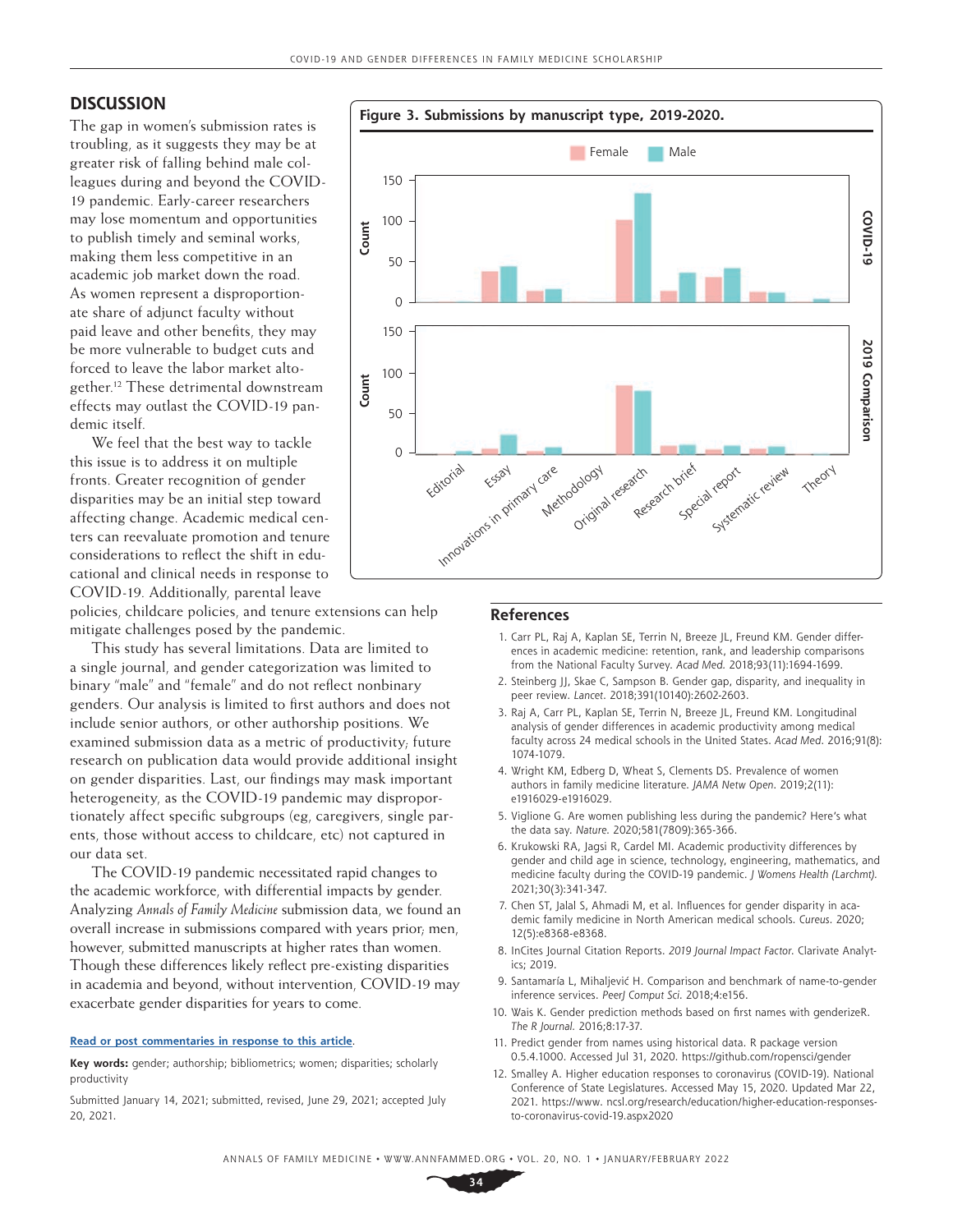## DISCUSSION

The gap in women's submission rates is troubling, as it suggests they may be at greater risk of falling behind male colleagues during and beyond the COVID-19 pandemic. Early-career researchers may lose momentum and opportunities to publish timely and seminal works, making them less competitive in an academic job market down the road. As women represent a disproportionate share of adjunct faculty without paid leave and other benefits, they may be more vulnerable to budget cuts and forced to leave the labor market altogether.[12] These detrimental downstream effects may outlast the COVID-19 pandemic itself.

We feel that the best way to tackle this issue is to address it on multiple fronts. Greater recognition of gender disparities may be an initial step toward affecting change. Academic medical centers can reevaluate promotion and tenure considerations to reflect the shift in educational and clinical needs in response to COVID-19. Additionally, parental leave policies, childcare policies, and tenure extensions can help mitigate challenges posed by the pandemic.

This study has several limitations. Data are limited to a single journal, and gender categorization was limited to binary "male" and "female" and do not reflect nonbinary genders. Our analysis is limited to first authors and does not include senior authors, or other authorship positions. We examined submission data as a metric of productivity; future research on publication data would provide additional insight on gender disparities. Last, our findings may mask important heterogeneity, as the COVID-19 pandemic may disproportionately affect specific subgroups (eg, caregivers, single parents, those without access to childcare, etc) not captured in our data set.

The COVID-19 pandemic necessitated rapid changes to the academic workforce, with differential impacts by gender. Analyzing *Annals of Family Medicine* submission data, we found an overall increase in submissions compared with years prior; men, however, submitted manuscripts at higher rates than women. Though these differences likely reflect pre-existing disparities in academia and beyond, without intervention, COVID-19 may exacerbate gender disparities for years to come.

**Figure 3. Submissions by manuscript type, 2019-2020.**

Female
Male

COVID-19
2019 Comparison

Count
150
100
50
0

Editorial
Essay
Innovations in primary care
Methodology
Original research
Research brief
Special report
Systematic review
Theory

**Read or post commentaries in response to this article.**

**Key words:** gender; authorship; bibliometrics; women; disparities; scholarly productivity

Submitted January 14, 2021; submitted, revised, June 29, 2021; accepted July 20, 2021.

## References

1. Carr PL, Raj A, Kaplan SE, Terrin N, Breeze JL, Freund KM. Gender differences in academic medicine: retention, rank, and leadership comparisons from the National Faculty Survey. *Acad Med.* 2018;93(11):1694-1699.
2. Steinberg JJ, Skae C, Sampson B. Gender gap, disparity, and inequality in peer review. *Lancet*. 2018;391(10140):2602-2603.
3. Raj A, Carr PL, Kaplan SE, Terrin N, Breeze JL, Freund KM. Longitudinal analysis of gender differences in academic productivity among medical faculty across 24 medical schools in the United States. *Acad Med.* 2016;91(8):1074-1079.
4. Wright KM, Edberg D, Wheat S, Clements DS. Prevalence of women authors in family medicine literature. *JAMA Netw Open.* 2019;2(11):e1916029-e1916029.
5. Viglione G. Are women publishing less during the pandemic? Here's what the data say. *Nature.* 2020;581(7809):365-366.
6. Krukowski RA, Jagsi R, Cardel MI. Academic productivity differences by gender and child age in science, technology, engineering, mathematics, and medicine faculty during the COVID-19 pandemic. *J Womens Health (Larchmt).* 2021;30(3):341-347.
7. Chen ST, Jalal S, Ahmadi M, et al. Influences for gender disparity in academic family medicine in North American medical schools. *Cureus*. 2020;12(5):e8368-e8368.
8. InCites Journal Citation Reports. *2019 Journal Impact Factor.* Clarivate Analytics; 2019.
9. Santamaría L, Mihaljević H. Comparison and benchmark of name-to-gender inference services. *PeerJ Comput Sci.* 2018;4:e156.
10. Wais K. Gender prediction methods based on first names with genderizeR. *The R Journal.* 2016;8:17-37.
11. Predict gender from names using historical data. R package version 0.5.4.1000. Accessed Jul 31, 2020. https://github.com/ropensci/gender
12. Smalley A. Higher education responses to coronavirus (COVID-19). National Conference of State Legislatures. Accessed May 15, 2020. Updated Mar 22, 2021. https://www.ncsl.org/research/education/higher-education-responses-to-coronavirus-covid-19.aspx2020